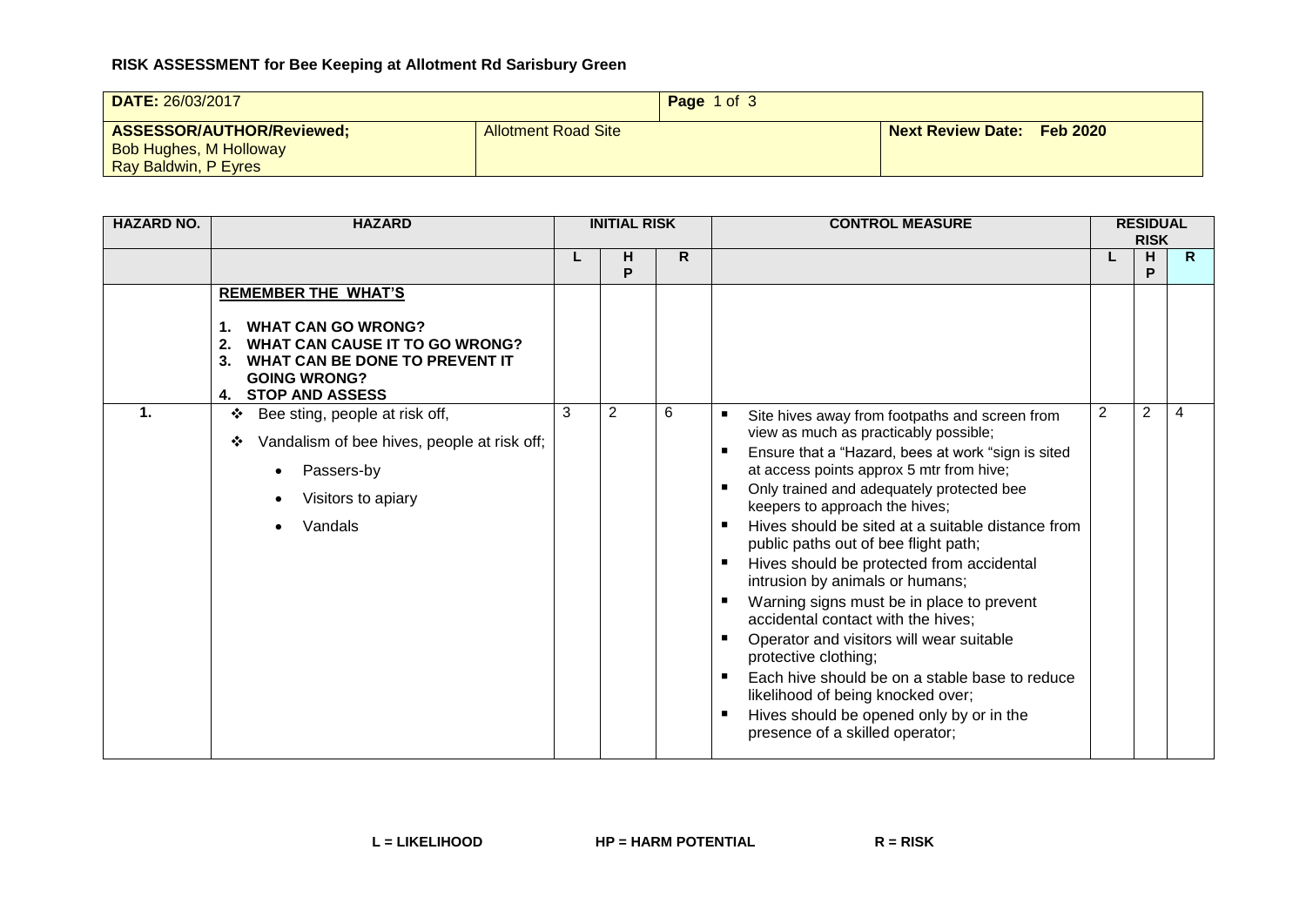**RISK ASSESSMENT for Bee Keeping at Allotment Rd Sarisbury Green**

| **DATE:** 26/03/2017 | | **Page** 1 of 3 | |
|---|---|---|---|
| **ASSESSOR/AUTHOR/Reviewed;** Bob Hughes, M Holloway Ray Baldwin, P Eyres | Allotment Road Site | | **Next Review Date: Feb 2020** |

| HAZARD NO. | HAZARD | INITIAL RISK | | | CONTROL MEASURE | RESIDUAL RISK | | |
|---|---|---|---|---|---|---|---|---|
| | | L | HP | R | | L | HP | R |
| | **REMEMBER THE WHAT'S**<br><br>1. **WHAT CAN GO WRONG?**<br>2. **WHAT CAN CAUSE IT TO GO WRONG?**<br>3. **WHAT CAN BE DONE TO PREVENT IT GOING WRONG?**<br>4. **STOP AND ASSESS** | | | | | | | |
| **1.** | ❖ Bee sting, people at risk off,<br>❖ Vandalism of bee hives, people at risk off;<br>• Passers-by<br>• Visitors to apiary<br>• Vandals | 3 | 2 | 6 | ▪ Site hives away from footpaths and screen from view as much as practicably possible;<br>▪ Ensure that a "Hazard, bees at work "sign is sited at access points approx 5 mtr from hive;<br>▪ Only trained and adequately protected bee keepers to approach the hives;<br>▪ Hives should be sited at a suitable distance from public paths out of bee flight path;<br>▪ Hives should be protected from accidental intrusion by animals or humans;<br>▪ Warning signs must be in place to prevent accidental contact with the hives;<br>▪ Operator and visitors will wear suitable protective clothing;<br>▪ Each hive should be on a stable base to reduce likelihood of being knocked over;<br>▪ Hives should be opened only by or in the presence of a skilled operator; | 2 | 2 | 4 |

**L = LIKELIHOOD** **HP = HARM POTENTIAL** **R = RISK**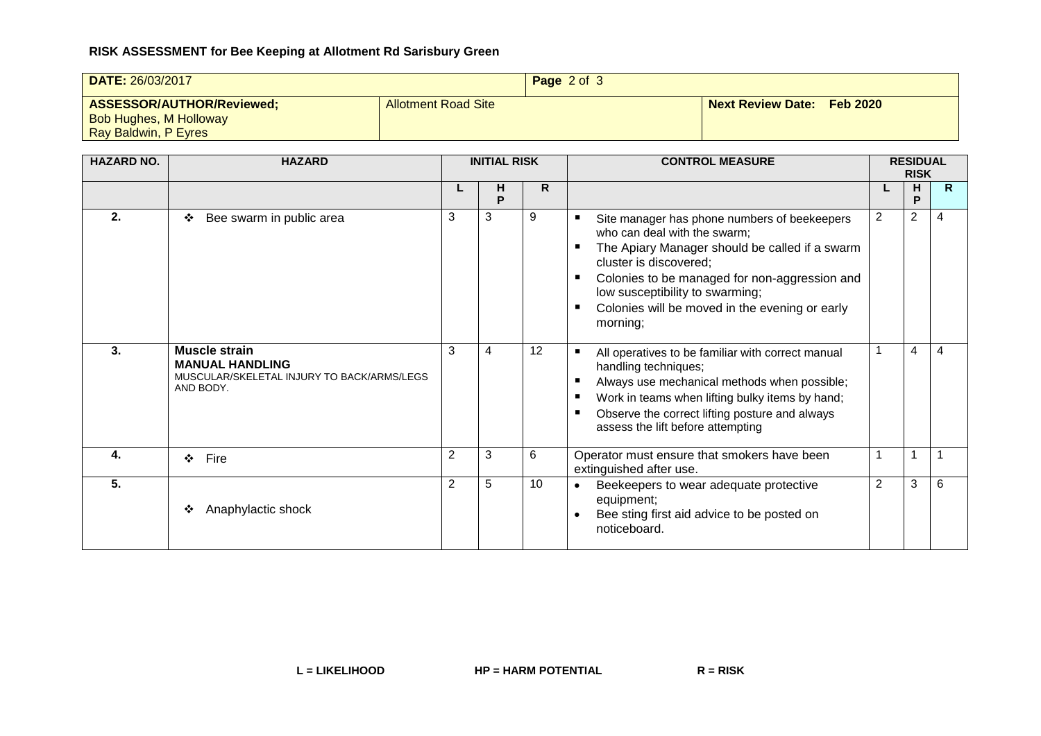**RISK ASSESSMENT for Bee Keeping at Allotment Rd Sarisbury Green**

| **DATE:** 26/03/2017 | | **Page** 2 of 3 |
|---|---|---|
| **ASSESSOR/AUTHOR/Reviewed;** Bob Hughes, M Holloway Ray Baldwin, P Eyres | Allotment Road Site | **Next Review Date: Feb 2020** |

| HAZARD NO. | HAZARD | INITIAL RISK | | | CONTROL MEASURE | RESIDUAL RISK | | |
|---|---|---|---|---|---|---|---|---|
| | | L | HP | R | | L | HP | R |
| 2. | ❖ Bee swarm in public area | 3 | 3 | 9 | ▪ Site manager has phone numbers of beekeepers who can deal with the swarm;<br>▪ The Apiary Manager should be called if a swarm cluster is discovered;<br>▪ Colonies to be managed for non-aggression and low susceptibility to swarming;<br>▪ Colonies will be moved in the evening or early morning; | 2 | 2 | 4 |
| 3. | **Muscle strain**<br>**MANUAL HANDLING**<br>MUSCULAR/SKELETAL INJURY TO BACK/ARMS/LEGS AND BODY. | 3 | 4 | 12 | ▪ All operatives to be familiar with correct manual handling techniques;<br>▪ Always use mechanical methods when possible;<br>▪ Work in teams when lifting bulky items by hand;<br>▪ Observe the correct lifting posture and always assess the lift before attempting | 1 | 4 | 4 |
| 4. | ❖ Fire | 2 | 3 | 6 | Operator must ensure that smokers have been extinguished after use. | 1 | 1 | 1 |
| 5. | ❖ Anaphylactic shock | 2 | 5 | 10 | • Beekeepers to wear adequate protective equipment;<br>• Bee sting first aid advice to be posted on noticeboard. | 2 | 3 | 6 |

**L = LIKELIHOOD** **HP = HARM POTENTIAL** **R = RISK**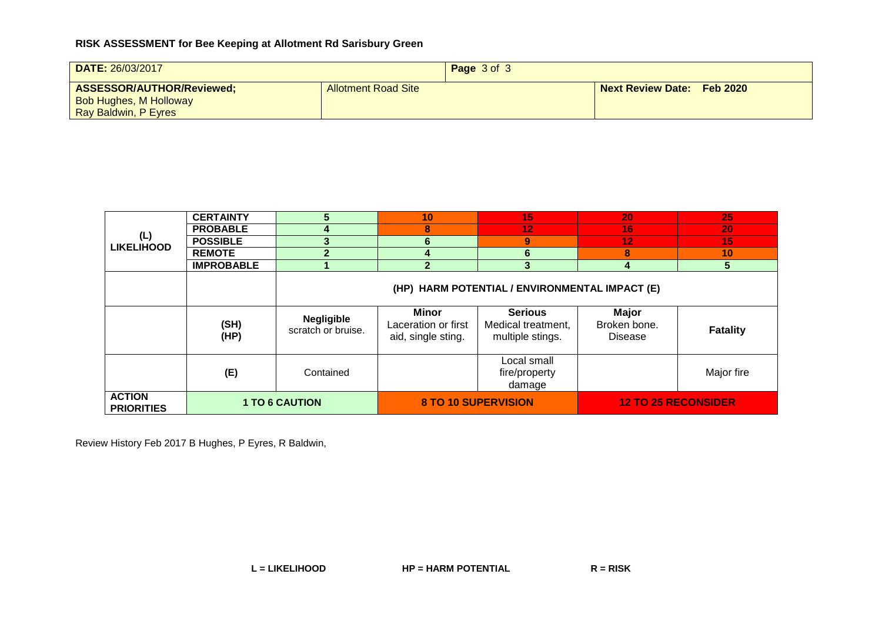**RISK ASSESSMENT for Bee Keeping at Allotment Rd Sarisbury Green**

| | | |
|---|---|---|
| **DATE:** 26/03/2017 | **Page** 3 of 3 | |
| **ASSESSOR/AUTHOR/Reviewed;** Bob Hughes, M Holloway Ray Baldwin, P Eyres | Allotment Road Site | **Next Review Date: Feb 2020** |

| | | | | | | |
|---|---|---|---|---|---|---|
| **(L) LIKELIHOOD** | **CERTAINTY** | **5** | **10** | **15** | **20** | **25** |
| | **PROBABLE** | **4** | **8** | **12** | **16** | **20** |
| | **POSSIBLE** | **3** | **6** | **9** | **12** | **15** |
| | **REMOTE** | **2** | **4** | **6** | **8** | **10** |
| | **IMPROBABLE** | **1** | **2** | **3** | **4** | **5** |
| | | **(HP) HARM POTENTIAL / ENVIRONMENTAL IMPACT (E)** | | | | |
| | **(SH) (HP)** | **Negligible** scratch or bruise. | **Minor** Laceration or first aid, single sting. | **Serious** Medical treatment, multiple stings. | **Major** Broken bone. Disease | **Fatality** |
| | **(E)** | Contained | | Local small fire/property damage | | Major fire |
| **ACTION PRIORITIES** | **1 TO 6 CAUTION** | | **8 TO 10 SUPERVISION** | | **12 TO 25 RECONSIDER** | |

Review History Feb 2017 B Hughes, P Eyres, R Baldwin,

**L = LIKELIHOOD** **HP = HARM POTENTIAL** **R = RISK**